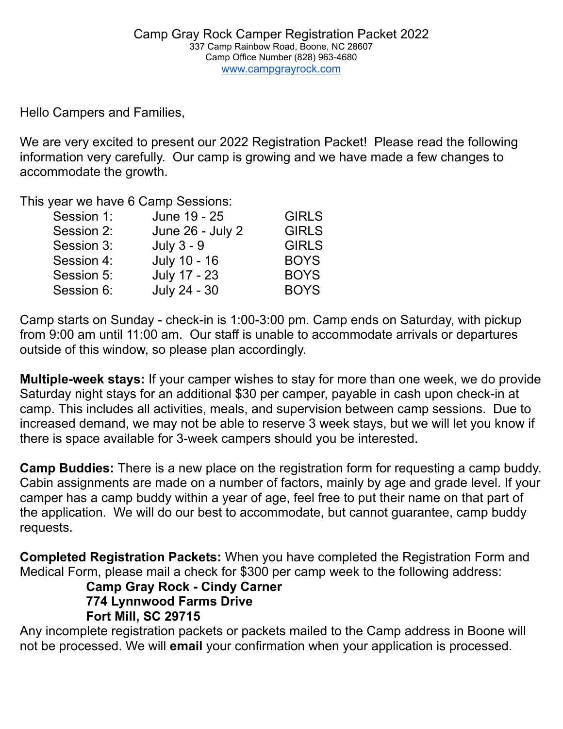# Camp Gray Rock Camper Registration Packet 2022

337 Camp Rainbow Road, Boone, NC 28607
Camp Office Number (828) 963-4680
www.campgrayrock.com

Hello Campers and Families,

We are very excited to present our 2022 Registration Packet! Please read the following information very carefully. Our camp is growing and we have made a few changes to accommodate the growth.

This year we have 6 Camp Sessions:

| Session | Dates | Group |
|---|---|---|
| Session 1: | June 19 - 25 | GIRLS |
| Session 2: | June 26 - July 2 | GIRLS |
| Session 3: | July 3 - 9 | GIRLS |
| Session 4: | July 10 - 16 | BOYS |
| Session 5: | July 17 - 23 | BOYS |
| Session 6: | July 24 - 30 | BOYS |

Camp starts on Sunday - check-in is 1:00-3:00 pm. Camp ends on Saturday, with pickup from 9:00 am until 11:00 am. Our staff is unable to accommodate arrivals or departures outside of this window, so please plan accordingly.

**Multiple-week stays:** If your camper wishes to stay for more than one week, we do provide Saturday night stays for an additional $30 per camper, payable in cash upon check-in at camp. This includes all activities, meals, and supervision between camp sessions. Due to increased demand, we may not be able to reserve 3 week stays, but we will let you know if there is space available for 3-week campers should you be interested.

**Camp Buddies:** There is a new place on the registration form for requesting a camp buddy. Cabin assignments are made on a number of factors, mainly by age and grade level. If your camper has a camp buddy within a year of age, feel free to put their name on that part of the application. We will do our best to accommodate, but cannot guarantee, camp buddy requests.

**Completed Registration Packets:** When you have completed the Registration Form and Medical Form, please mail a check for $300 per camp week to the following address:

**Camp Gray Rock - Cindy Carner**
**774 Lynnwood Farms Drive**
**Fort Mill, SC 29715**

Any incomplete registration packets or packets mailed to the Camp address in Boone will not be processed. We will **email** your confirmation when your application is processed.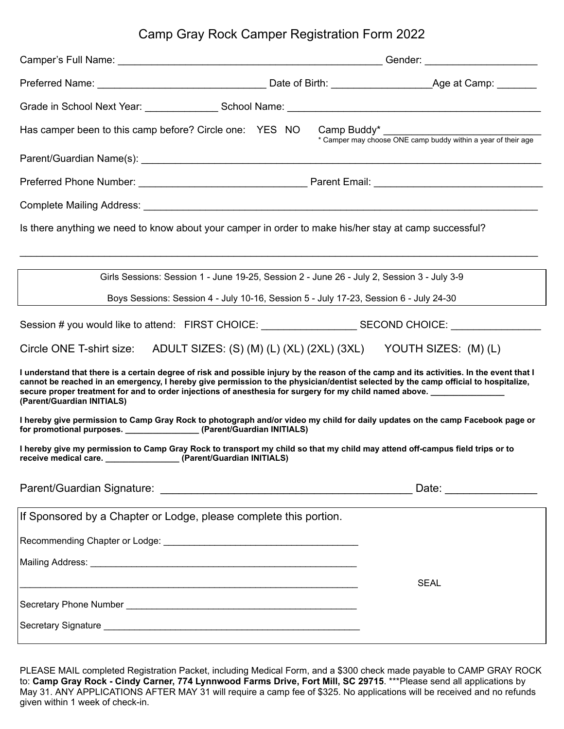# Camp Gray Rock Camper Registration Form 2022

Camper's Full Name: ______________________________________________ Gender: ____________________

Preferred Name: ______________________________ Date of Birth: _________________Age at Camp: _______

Grade in School Next Year: _____________ School Name: ____________________________________________

Has camper been to this camp before? Circle one: YES NO Camp Buddy* ___________________________

\* Camper may choose ONE camp buddy within a year of their age

Parent/Guardian Name(s): _________________________________________________________________________

Preferred Phone Number: ______________________________ Parent Email: ______________________________

Complete Mailing Address: _______________________________________________________________________

Is there anything we need to know about your camper in order to make his/her stay at camp successful?

___________________________________________________________________________________________

Girls Sessions: Session 1 - June 19-25, Session 2 - June 26 - July 2, Session 3 - July 3-9

Boys Sessions: Session 4 - July 10-16, Session 5 - July 17-23, Session 6 - July 24-30

Session # you would like to attend: FIRST CHOICE: ________________ SECOND CHOICE: ________________

Circle ONE T-shirt size: ADULT SIZES: (S) (M) (L) (XL) (2XL) (3XL) YOUTH SIZES: (M) (L)

**I understand that there is a certain degree of risk and possible injury by the reason of the camp and its activities. In the event that I cannot be reached in an emergency, I hereby give permission to the physician/dentist selected by the camp official to hospitalize, secure proper treatment for and to order injections of anesthesia for surgery for my child named above. _______________ (Parent/Guardian INITIALS)**

**I hereby give permission to Camp Gray Rock to photograph and/or video my child for daily updates on the camp Facebook page or for promotional purposes. _______________ (Parent/Guardian INITIALS)**

**I hereby give my permission to Camp Gray Rock to transport my child so that my child may attend off-campus field trips or to receive medical care. _______________ (Parent/Guardian INITIALS)**

Parent/Guardian Signature: _________________________________________ Date: _______________

If Sponsored by a Chapter or Lodge, please complete this portion.

Recommending Chapter or Lodge: ______________________________________

Mailing Address: ____________________________________________________

_________________________________________________________________ SEAL

Secretary Phone Number _____________________________________________

Secretary Signature _________________________________________________

PLEASE MAIL completed Registration Packet, including Medical Form, and a $300 check made payable to CAMP GRAY ROCK to: **Camp Gray Rock - Cindy Carner, 774 Lynnwood Farms Drive, Fort Mill, SC 29715**. ***Please send all applications by May 31. ANY APPLICATIONS AFTER MAY 31 will require a camp fee of $325. No applications will be received and no refunds given within 1 week of check-in.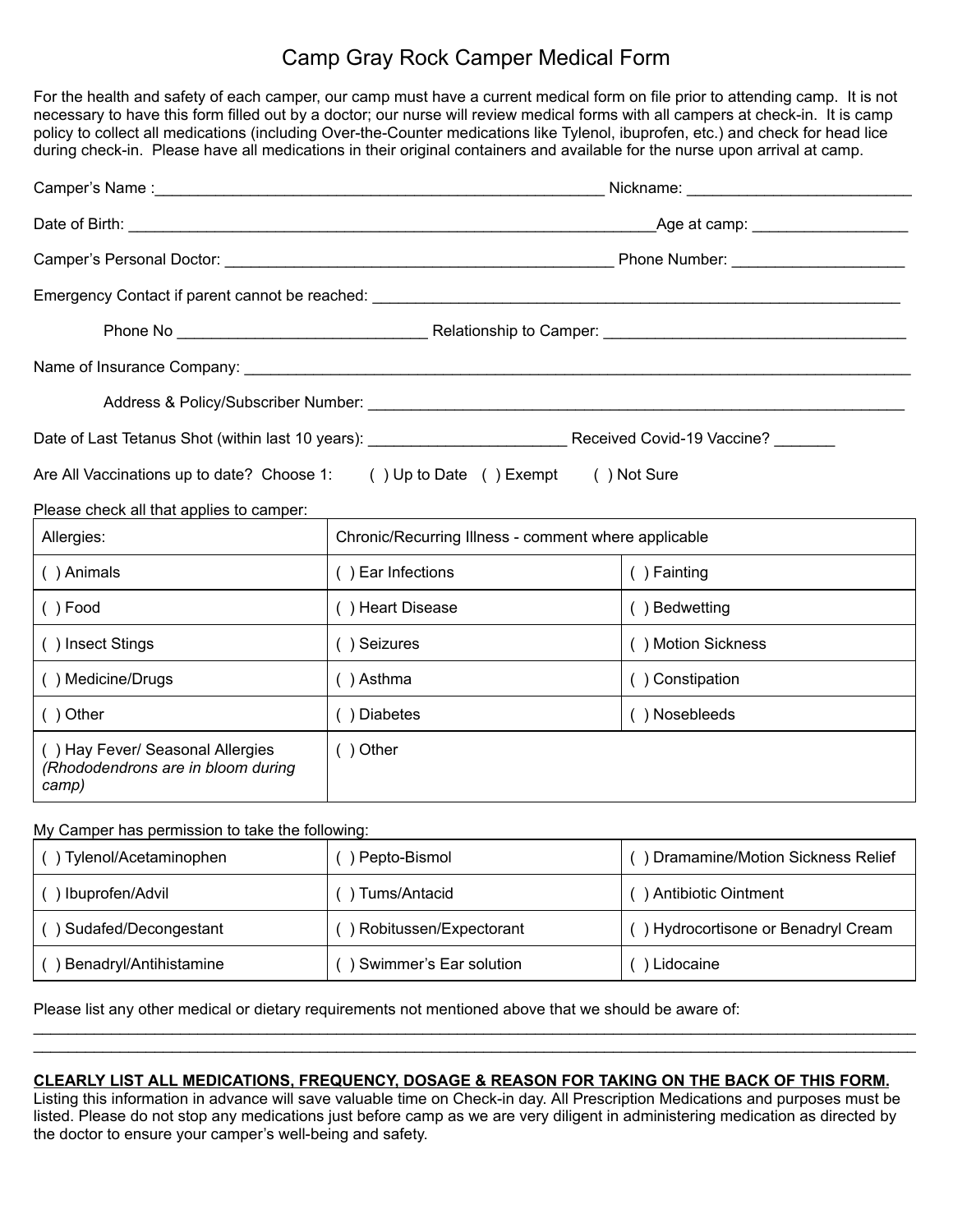# Camp Gray Rock Camper Medical Form

For the health and safety of each camper, our camp must have a current medical form on file prior to attending camp. It is not necessary to have this form filled out by a doctor; our nurse will review medical forms with all campers at check-in. It is camp policy to collect all medications (including Over-the-Counter medications like Tylenol, ibuprofen, etc.) and check for head lice during check-in. Please have all medications in their original containers and available for the nurse upon arrival at camp.

Camper's Name :_______________________________________________________ Nickname: ___________________________

Date of Birth: _________________________________________________________________Age at camp: __________________

Camper's Personal Doctor: _______________________________________________ Phone Number: ____________________

Emergency Contact if parent cannot be reached: ________________________________________________________________

Phone No _____________________________ Relationship to Camper: ____________________________________

Name of Insurance Company: _________________________________________________________________________________

Address & Policy/Subscriber Number: _________________________________________________________________

Date of Last Tetanus Shot (within last 10 years): _______________________ Received Covid-19 Vaccine? _______

Are All Vaccinations up to date? Choose 1: ( ) Up to Date ( ) Exempt ( ) Not Sure

Please check all that applies to camper:

| Allergies: | Chronic/Recurring Illness - comment where applicable | |
|---|---|---|
| ( ) Animals | ( ) Ear Infections | ( ) Fainting |
| ( ) Food | ( ) Heart Disease | ( ) Bedwetting |
| ( ) Insect Stings | ( ) Seizures | ( ) Motion Sickness |
| ( ) Medicine/Drugs | ( ) Asthma | ( ) Constipation |
| ( ) Other | ( ) Diabetes | ( ) Nosebleeds |
| ( ) Hay Fever/ Seasonal Allergies *(Rhododendrons are in bloom during camp)* | ( ) Other | |

My Camper has permission to take the following:

| | | |
|---|---|---|
| ( ) Tylenol/Acetaminophen | ( ) Pepto-Bismol | ( ) Dramamine/Motion Sickness Relief |
| ( ) Ibuprofen/Advil | ( ) Tums/Antacid | ( ) Antibiotic Ointment |
| ( ) Sudafed/Decongestant | ( ) Robitussen/Expectorant | ( ) Hydrocortisone or Benadryl Cream |
| ( ) Benadryl/Antihistamine | ( ) Swimmer's Ear solution | ( ) Lidocaine |

Please list any other medical or dietary requirements not mentioned above that we should be aware of:

______________________________________________________________________________________________________

______________________________________________________________________________________________________

**CLEARLY LIST ALL MEDICATIONS, FREQUENCY, DOSAGE & REASON FOR TAKING ON THE BACK OF THIS FORM.**
Listing this information in advance will save valuable time on Check-in day. All Prescription Medications and purposes must be listed. Please do not stop any medications just before camp as we are very diligent in administering medication as directed by the doctor to ensure your camper's well-being and safety.